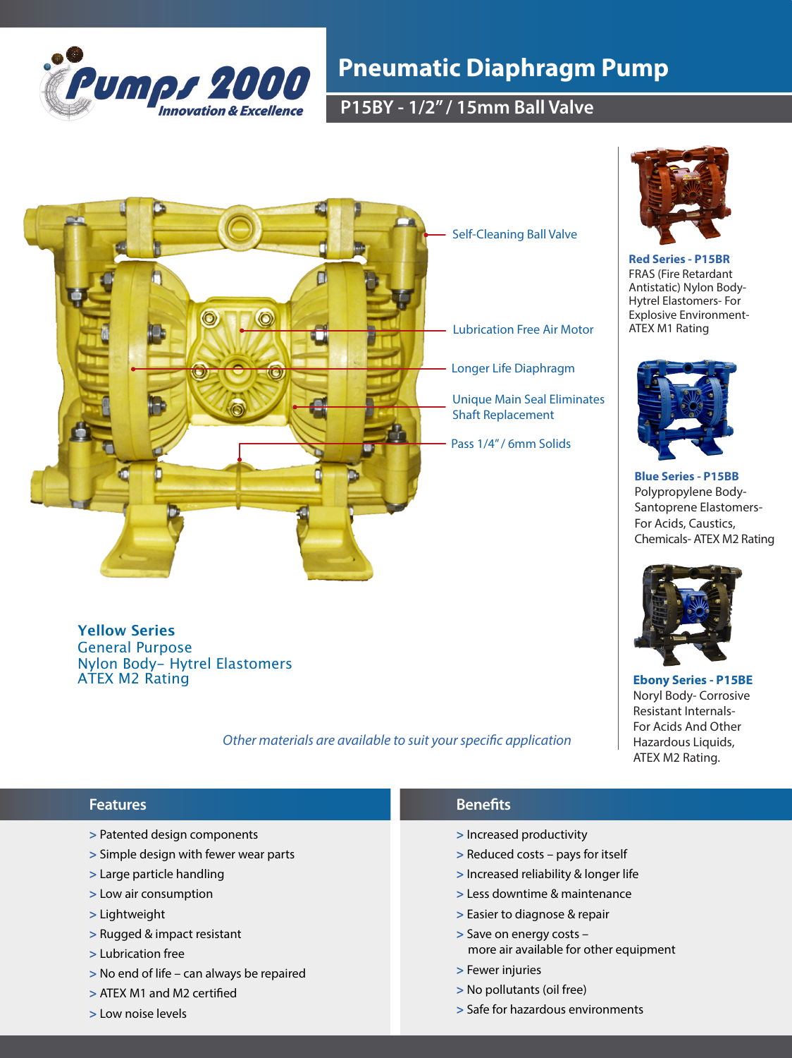# Pumps 2000

Innovation & Excellence

# Pneumatic Diaphragm Pump

## P15BY - 1/2" / 15mm Ball Valve

- Self-Cleaning Ball Valve
- Lubrication Free Air Motor
- Longer Life Diaphragm
- Unique Main Seal Eliminates Shaft Replacement
- Pass 1/4" / 6mm Solids

**Yellow Series**
General Purpose
Nylon Body– Hytrel Elastomers
ATEX M2 Rating

*Other materials are available to suit your specific application*

**Red Series - P15BR**
FRAS (Fire Retardant Antistatic) Nylon Body- Hytrel Elastomers- For Explosive Environment- ATEX M1 Rating

**Blue Series - P15BB**
Polypropylene Body- Santoprene Elastomers- For Acids, Caustics, Chemicals- ATEX M2 Rating

**Ebony Series - P15BE**
Noryl Body- Corrosive Resistant Internals- For Acids And Other Hazardous Liquids, ATEX M2 Rating.

## Features

- Patented design components
- Simple design with fewer wear parts
- Large particle handling
- Low air consumption
- Lightweight
- Rugged & impact resistant
- Lubrication free
- No end of life – can always be repaired
- ATEX M1 and M2 certified
- Low noise levels

## Benefits

- Increased productivity
- Reduced costs – pays for itself
- Increased reliability & longer life
- Less downtime & maintenance
- Easier to diagnose & repair
- Save on energy costs – more air available for other equipment
- Fewer injuries
- No pollutants (oil free)
- Safe for hazardous environments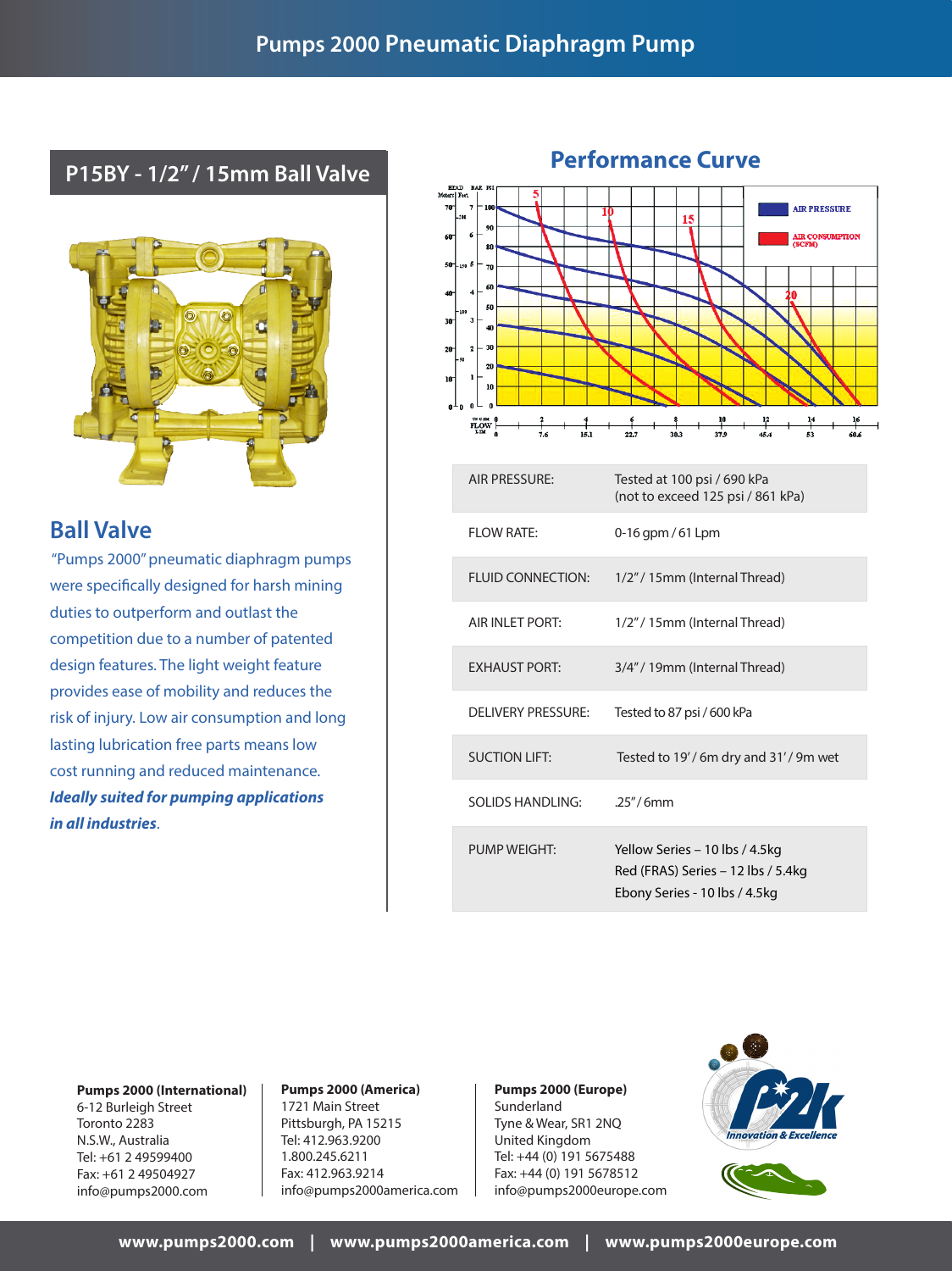## P15BY - 1/2" / 15mm Ball Valve

## Ball Valve

"Pumps 2000" pneumatic diaphragm pumps were specifically designed for harsh mining duties to outperform and outlast the competition due to a number of patented design features. The light weight feature provides ease of mobility and reduces the risk of injury. Low air consumption and long lasting lubrication free parts means low cost running and reduced maintenance. ***Ideally suited for pumping applications in all industries***.

## Performance Curve

HEAD Meters Feet BAR PSI

AIR PRESSURE

AIR CONSUMPTION (SCFM)

5 10 15 20

FLOW

0 2 4 6 8 10 12 14 16

0 7.6 15.1 22.7 30.3 37.9 45.4 53 60.6

| | |
|---|---|
| AIR PRESSURE: | Tested at 100 psi / 690 kPa (not to exceed 125 psi / 861 kPa) |
| FLOW RATE: | 0-16 gpm / 61 Lpm |
| FLUID CONNECTION: | 1/2" / 15mm (Internal Thread) |
| AIR INLET PORT: | 1/2" / 15mm (Internal Thread) |
| EXHAUST PORT: | 3/4" / 19mm (Internal Thread) |
| DELIVERY PRESSURE: | Tested to 87 psi / 600 kPa |
| SUCTION LIFT: | Tested to 19' / 6m dry and 31' / 9m wet |
| SOLIDS HANDLING: | .25" / 6mm |
| PUMP WEIGHT: | Yellow Series – 10 lbs / 4.5kg<br>Red (FRAS) Series – 12 lbs / 5.4kg<br>Ebony Series - 10 lbs / 4.5kg |

**Pumps 2000 (International)**
6-12 Burleigh Street
Toronto 2283
N.S.W., Australia
Tel: +61 2 49599400
Fax: +61 2 49504927
info@pumps2000.com

**Pumps 2000 (America)**
1721 Main Street
Pittsburgh, PA 15215
Tel: 412.963.9200
1.800.245.6211
Fax: 412.963.9214
info@pumps2000america.com

**Pumps 2000 (Europe)**
Sunderland
Tyne & Wear, SR1 2NQ
United Kingdom
Tel: +44 (0) 191 5675488
Fax: +44 (0) 191 5678512
info@pumps2000europe.com

*Innovation & Excellence*

**www.pumps2000.com | www.pumps2000america.com | www.pumps2000europe.com**